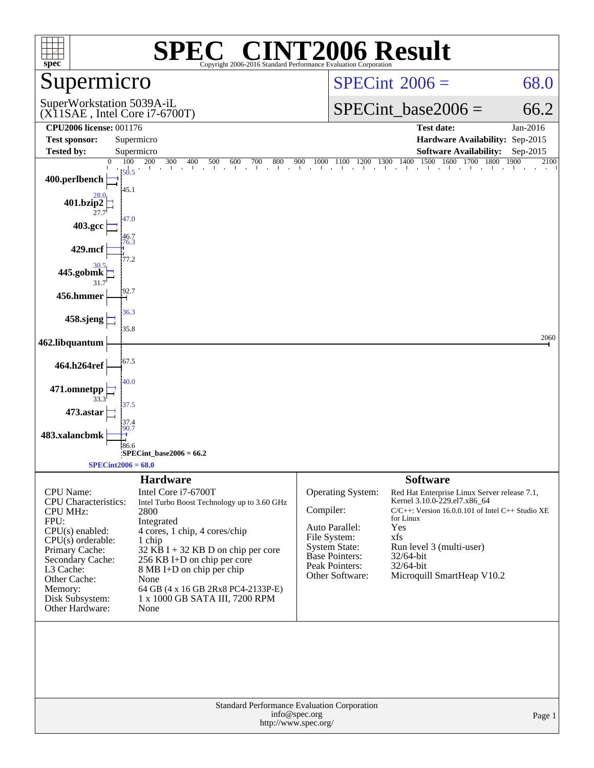# SPEC® CINT2006 Result

Copyright 2006-2016 Standard Performance Evaluation Corporation

## Supermicro

SuperWorkstation 5039A-iL
(X11SAE , Intel Core i7-6700T)

**SPECint 2006 = 68.0**

**SPECint_base2006 = 66.2**

| | | | |
|---|---|---|---|
| **CPU2006 license:** 001176 | | **Test date:** | Jan-2016 |
| **Test sponsor:** | Supermicro | **Hardware Availability:** | Sep-2015 |
| **Tested by:** | Supermicro | **Software Availability:** | Sep-2015 |

| Benchmark | Peak | Base |
|---|---|---|
| 400.perlbench | 50.5 | 45.1 |
| 401.bzip2 | 28.0 | 27.7 |
| 403.gcc | 47.0 | 46.7 |
| 429.mcf | 76.3 | 77.2 |
| 445.gobmk | 30.5 | 31.7 |
| 456.hmmer | | 92.7 |
| 458.sjeng | 36.3 | 35.8 |
| 462.libquantum | | 2060 |
| 464.h264ref | | 67.5 |
| 471.omnetpp | 40.0 | 33.3 |
| 473.astar | 37.5 | 37.4 |
| 483.xalancbmk | 90.7 | 86.6 |

SPECint_base2006 = 66.2

SPECint2006 = 68.0

### Hardware

| | |
|---|---|
| CPU Name: | Intel Core i7-6700T |
| CPU Characteristics: | Intel Turbo Boost Technology up to 3.60 GHz |
| CPU MHz: | 2800 |
| FPU: | Integrated |
| CPU(s) enabled: | 4 cores, 1 chip, 4 cores/chip |
| CPU(s) orderable: | 1 chip |
| Primary Cache: | 32 KB I + 32 KB D on chip per core |
| Secondary Cache: | 256 KB I+D on chip per core |
| L3 Cache: | 8 MB I+D on chip per chip |
| Other Cache: | None |
| Memory: | 64 GB (4 x 16 GB 2Rx8 PC4-2133P-E) |
| Disk Subsystem: | 1 x 1000 GB SATA III, 7200 RPM |
| Other Hardware: | None |

### Software

| | |
|---|---|
| Operating System: | Red Hat Enterprise Linux Server release 7.1, Kernel 3.10.0-229.el7.x86_64 |
| Compiler: | C/C++: Version 16.0.0.101 of Intel C++ Studio XE for Linux |
| Auto Parallel: | Yes |
| File System: | xfs |
| System State: | Run level 3 (multi-user) |
| Base Pointers: | 32/64-bit |
| Peak Pointers: | 32/64-bit |
| Other Software: | Microquill SmartHeap V10.2 |

Standard Performance Evaluation Corporation
info@spec.org
http://www.spec.org/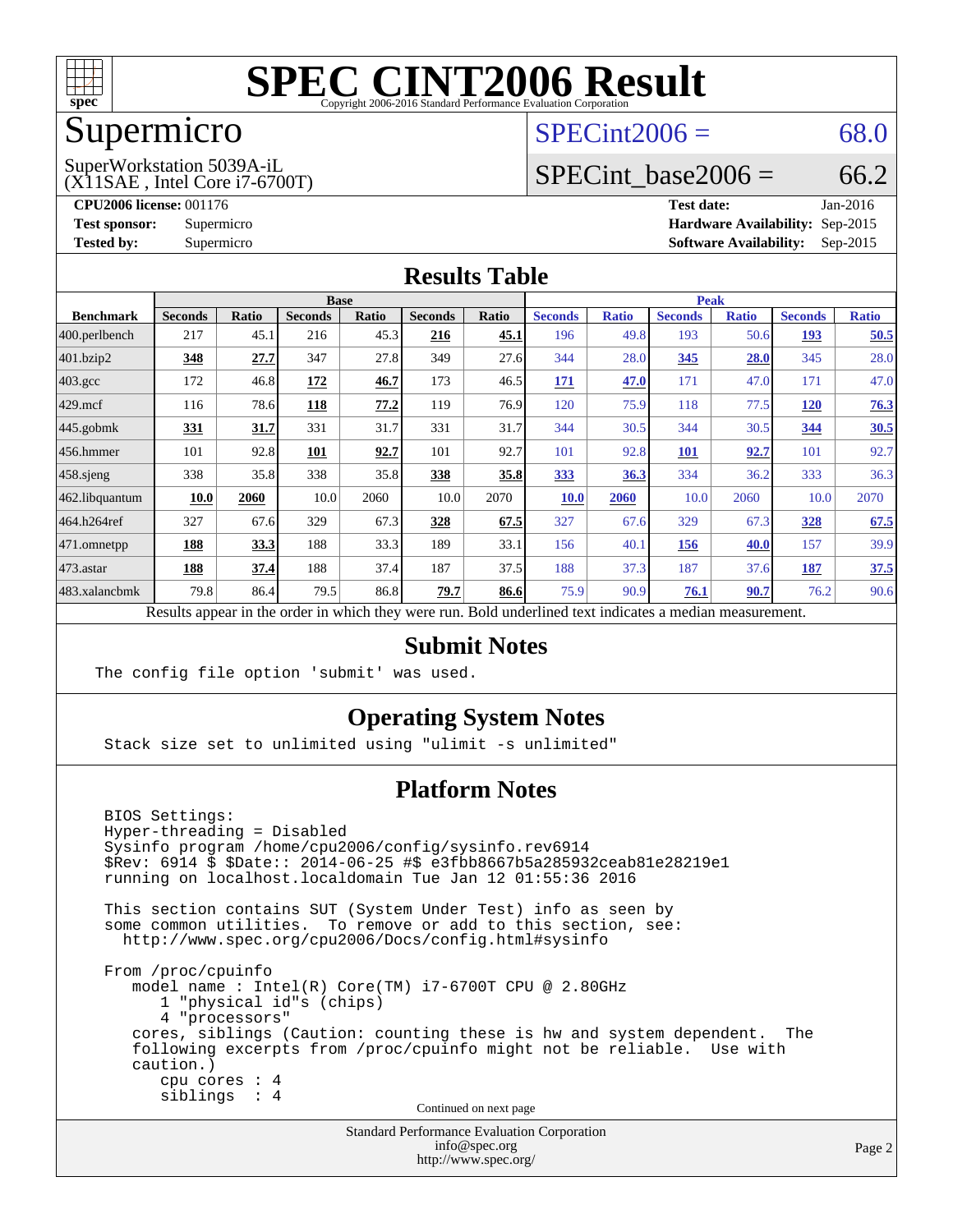# SPEC CINT2006 Result

Copyright 2006-2016 Standard Performance Evaluation Corporation

## Supermicro

SuperWorkstation 5039A-iL
(X11SAE , Intel Core i7-6700T)

SPECint2006 = 68.0

SPECint_base2006 = 66.2

**CPU2006 license:** 001176
**Test sponsor:** Supermicro
**Tested by:** Supermicro

**Test date:** Jan-2016
**Hardware Availability:** Sep-2015
**Software Availability:** Sep-2015

## Results Table

| Benchmark | Base | | | | | | Peak | | | | | |
|---|---|---|---|---|---|---|---|---|---|---|---|---|
| | Seconds | Ratio | Seconds | Ratio | Seconds | Ratio | Seconds | Ratio | Seconds | Ratio | Seconds | Ratio |
| 400.perlbench | 217 | 45.1 | 216 | 45.3 | **216** | **45.1** | 196 | 49.8 | 193 | 50.6 | **193** | **50.5** |
| 401.bzip2 | **348** | **27.7** | 347 | 27.8 | 349 | 27.6 | 344 | 28.0 | **345** | **28.0** | 345 | 28.0 |
| 403.gcc | 172 | 46.8 | **172** | **46.7** | 173 | 46.5 | **171** | **47.0** | 171 | 47.0 | 171 | 47.0 |
| 429.mcf | 116 | 78.6 | **118** | **77.2** | 119 | 76.9 | 120 | 75.9 | 118 | 77.5 | **120** | **76.3** |
| 445.gobmk | **331** | **31.7** | 331 | 31.7 | 331 | 31.7 | 344 | 30.5 | 344 | 30.5 | **344** | **30.5** |
| 456.hmmer | 101 | 92.8 | **101** | **92.7** | 101 | 92.7 | 101 | 92.8 | **101** | **92.7** | 101 | 92.7 |
| 458.sjeng | 338 | 35.8 | 338 | 35.8 | **338** | **35.8** | **333** | **36.3** | 334 | 36.2 | 333 | 36.3 |
| 462.libquantum | **10.0** | **2060** | 10.0 | 2060 | 10.0 | 2070 | **10.0** | **2060** | 10.0 | 2060 | 10.0 | 2070 |
| 464.h264ref | 327 | 67.6 | 329 | 67.3 | **328** | **67.5** | 327 | 67.6 | 329 | 67.3 | **328** | **67.5** |
| 471.omnetpp | **188** | **33.3** | 188 | 33.3 | 189 | 33.1 | 156 | 40.1 | **156** | **40.0** | 157 | 39.9 |
| 473.astar | **188** | **37.4** | 188 | 37.4 | 187 | 37.5 | 188 | 37.3 | 187 | 37.6 | **187** | **37.5** |
| 483.xalancbmk | 79.8 | 86.4 | 79.5 | 86.8 | **79.7** | **86.6** | 75.9 | 90.9 | **76.1** | **90.7** | 76.2 | 90.6 |

Results appear in the order in which they were run. Bold underlined text indicates a median measurement.

## Submit Notes

```
The config file option 'submit' was used.
```

## Operating System Notes

```
Stack size set to unlimited using "ulimit -s unlimited"
```

## Platform Notes

```
BIOS Settings:
Hyper-threading = Disabled
Sysinfo program /home/cpu2006/config/sysinfo.rev6914
$Rev: 6914 $ $Date:: 2014-06-25 #$ e3fbb8667b5a285932ceab81e28219e1
running on localhost.localdomain Tue Jan 12 01:55:36 2016

This section contains SUT (System Under Test) info as seen by
some common utilities.  To remove or add to this section, see:
  http://www.spec.org/cpu2006/Docs/config.html#sysinfo

From /proc/cpuinfo
   model name : Intel(R) Core(TM) i7-6700T CPU @ 2.80GHz
      1 "physical id"s (chips)
      4 "processors"
   cores, siblings (Caution: counting these is hw and system dependent.  The
   following excerpts from /proc/cpuinfo might not be reliable.  Use with
   caution.)
      cpu cores : 4
      siblings  : 4
```

Continued on next page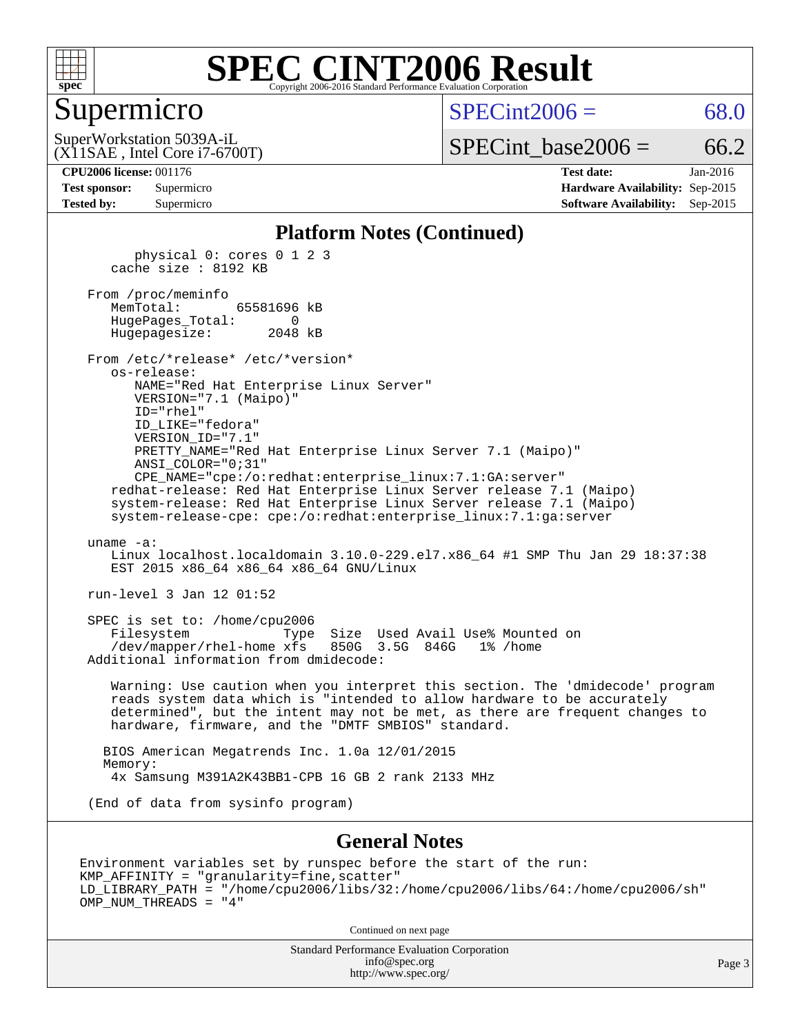# SPEC CINT2006 Result

Copyright 2006-2016 Standard Performance Evaluation Corporation

## Supermicro

SuperWorkstation 5039A-iL
(X11SAE , Intel Core i7-6700T)

SPECint2006 = 68.0

SPECint_base2006 = 66.2

**CPU2006 license:** 001176
**Test sponsor:** Supermicro
**Tested by:** Supermicro

**Test date:** Jan-2016
**Hardware Availability:** Sep-2015
**Software Availability:** Sep-2015

### Platform Notes (Continued)

```
        physical 0: cores 0 1 2 3
     cache size : 8192 KB

  From /proc/meminfo
     MemTotal:       65581696 kB
     HugePages_Total:       0
     Hugepagesize:       2048 kB

  From /etc/*release* /etc/*version*
     os-release:
        NAME="Red Hat Enterprise Linux Server"
        VERSION="7.1 (Maipo)"
        ID="rhel"
        ID_LIKE="fedora"
        VERSION_ID="7.1"
        PRETTY_NAME="Red Hat Enterprise Linux Server 7.1 (Maipo)"
        ANSI_COLOR="0;31"
        CPE_NAME="cpe:/o:redhat:enterprise_linux:7.1:GA:server"
     redhat-release: Red Hat Enterprise Linux Server release 7.1 (Maipo)
     system-release: Red Hat Enterprise Linux Server release 7.1 (Maipo)
     system-release-cpe: cpe:/o:redhat:enterprise_linux:7.1:ga:server

  uname -a:
     Linux localhost.localdomain 3.10.0-229.el7.x86_64 #1 SMP Thu Jan 29 18:37:38
     EST 2015 x86_64 x86_64 x86_64 GNU/Linux

  run-level 3 Jan 12 01:52

  SPEC is set to: /home/cpu2006
     Filesystem              Type  Size  Used Avail Use% Mounted on
     /dev/mapper/rhel-home xfs   850G  3.5G  846G   1% /home
  Additional information from dmidecode:

     Warning: Use caution when you interpret this section. The 'dmidecode' program
     reads system data which is "intended to allow hardware to be accurately
     determined", but the intent may not be met, as there are frequent changes to
     hardware, firmware, and the "DMTF SMBIOS" standard.

    BIOS American Megatrends Inc. 1.0a 12/01/2015
    Memory:
     4x Samsung M391A2K43BB1-CPB 16 GB 2 rank 2133 MHz

  (End of data from sysinfo program)
```

### General Notes

```
Environment variables set by runspec before the start of the run:
KMP_AFFINITY = "granularity=fine,scatter"
LD_LIBRARY_PATH = "/home/cpu2006/libs/32:/home/cpu2006/libs/64:/home/cpu2006/sh"
OMP_NUM_THREADS = "4"
```

Continued on next page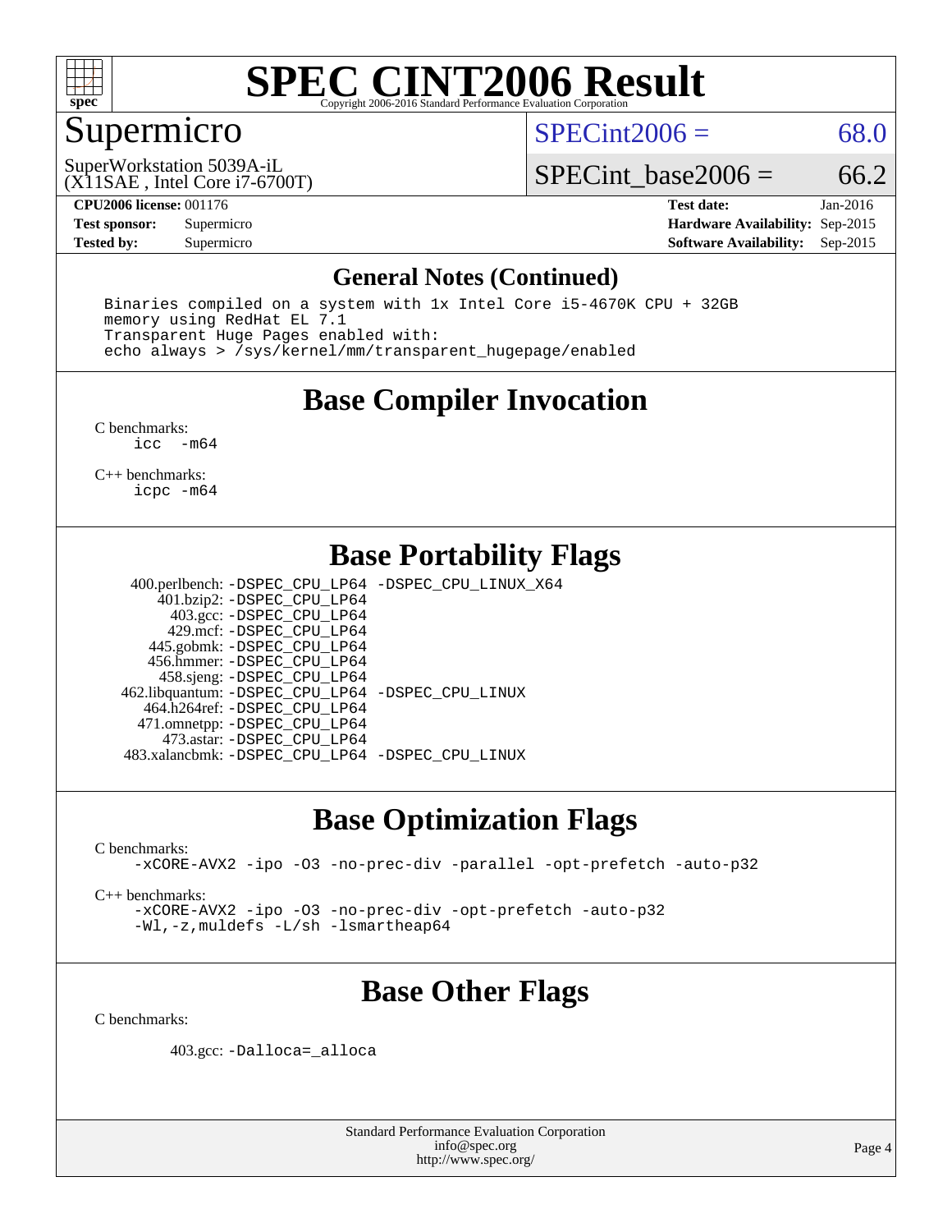# SPEC CINT2006 Result

## Supermicro

SuperWorkstation 5039A-iL
(X11SAE , Intel Core i7-6700T)

SPECint2006 = 68.0

SPECint_base2006 = 66.2

| | | | |
|---|---|---|---|
| **CPU2006 license:** 001176 | | **Test date:** | Jan-2016 |
| **Test sponsor:** | Supermicro | **Hardware Availability:** | Sep-2015 |
| **Tested by:** | Supermicro | **Software Availability:** | Sep-2015 |

## General Notes (Continued)

```
Binaries compiled on a system with 1x Intel Core i5-4670K CPU + 32GB
memory using RedHat EL 7.1
Transparent Huge Pages enabled with:
echo always > /sys/kernel/mm/transparent_hugepage/enabled
```

## Base Compiler Invocation

C benchmarks:
```
icc  -m64
```

C++ benchmarks:
```
icpc -m64
```

## Base Portability Flags

| | |
|---|---|
| 400.perlbench: | -DSPEC_CPU_LP64 -DSPEC_CPU_LINUX_X64 |
| 401.bzip2: | -DSPEC_CPU_LP64 |
| 403.gcc: | -DSPEC_CPU_LP64 |
| 429.mcf: | -DSPEC_CPU_LP64 |
| 445.gobmk: | -DSPEC_CPU_LP64 |
| 456.hmmer: | -DSPEC_CPU_LP64 |
| 458.sjeng: | -DSPEC_CPU_LP64 |
| 462.libquantum: | -DSPEC_CPU_LP64 -DSPEC_CPU_LINUX |
| 464.h264ref: | -DSPEC_CPU_LP64 |
| 471.omnetpp: | -DSPEC_CPU_LP64 |
| 473.astar: | -DSPEC_CPU_LP64 |
| 483.xalancbmk: | -DSPEC_CPU_LP64 -DSPEC_CPU_LINUX |

## Base Optimization Flags

C benchmarks:
```
-xCORE-AVX2 -ipo -O3 -no-prec-div -parallel -opt-prefetch -auto-p32
```

C++ benchmarks:
```
-xCORE-AVX2 -ipo -O3 -no-prec-div -opt-prefetch -auto-p32
-Wl,-z,muldefs -L/sh -lsmartheap64
```

## Base Other Flags

C benchmarks:

403.gcc: -Dalloca=_alloca

Standard Performance Evaluation Corporation
info@spec.org
http://www.spec.org/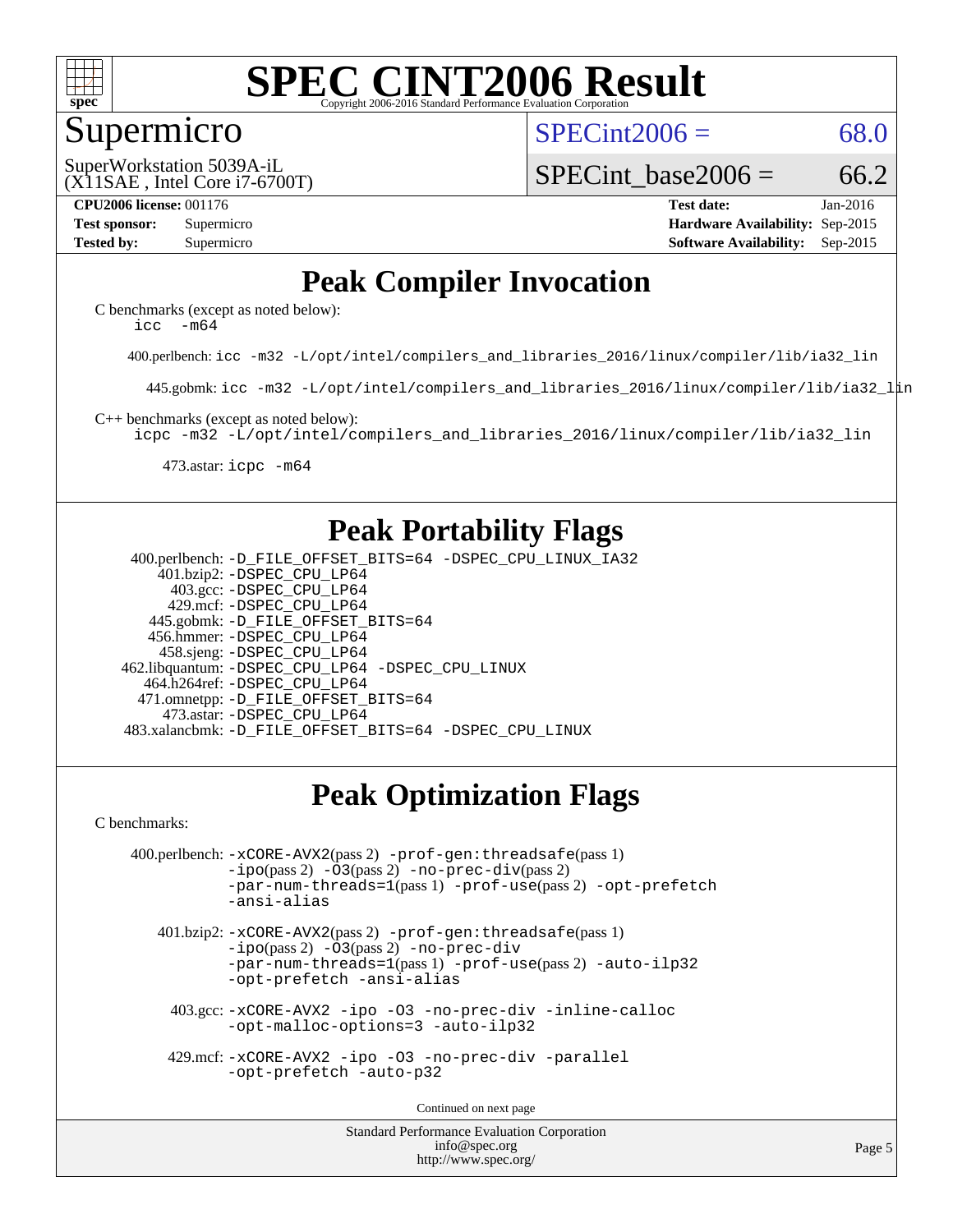# SPEC CINT2006 Result

## Supermicro

SuperWorkstation 5039A-iL
(X11SAE , Intel Core i7-6700T)

SPECint2006 = 68.0

SPECint_base2006 = 66.2

| | | | |
|---|---|---|---|
| **CPU2006 license:** 001176 | | **Test date:** | Jan-2016 |
| **Test sponsor:** | Supermicro | **Hardware Availability:** | Sep-2015 |
| **Tested by:** | Supermicro | **Software Availability:** | Sep-2015 |

## Peak Compiler Invocation

C benchmarks (except as noted below):
`icc -m64`

400.perlbench: `icc -m32 -L/opt/intel/compilers_and_libraries_2016/linux/compiler/lib/ia32_lin`

445.gobmk: `icc -m32 -L/opt/intel/compilers_and_libraries_2016/linux/compiler/lib/ia32_lin`

C++ benchmarks (except as noted below):
`icpc -m32 -L/opt/intel/compilers_and_libraries_2016/linux/compiler/lib/ia32_lin`

473.astar: `icpc -m64`

## Peak Portability Flags

400.perlbench: `-D_FILE_OFFSET_BITS=64 -DSPEC_CPU_LINUX_IA32`
401.bzip2: `-DSPEC_CPU_LP64`
403.gcc: `-DSPEC_CPU_LP64`
429.mcf: `-DSPEC_CPU_LP64`
445.gobmk: `-D_FILE_OFFSET_BITS=64`
456.hmmer: `-DSPEC_CPU_LP64`
458.sjeng: `-DSPEC_CPU_LP64`
462.libquantum: `-DSPEC_CPU_LP64 -DSPEC_CPU_LINUX`
464.h264ref: `-DSPEC_CPU_LP64`
471.omnetpp: `-D_FILE_OFFSET_BITS=64`
473.astar: `-DSPEC_CPU_LP64`
483.xalancbmk: `-D_FILE_OFFSET_BITS=64 -DSPEC_CPU_LINUX`

## Peak Optimization Flags

C benchmarks:

400.perlbench: `-xCORE-AVX2`(pass 2) `-prof-gen:threadsafe`(pass 1) `-ipo`(pass 2) `-O3`(pass 2) `-no-prec-div`(pass 2) `-par-num-threads=1`(pass 1) `-prof-use`(pass 2) `-opt-prefetch` `-ansi-alias`

401.bzip2: `-xCORE-AVX2`(pass 2) `-prof-gen:threadsafe`(pass 1) `-ipo`(pass 2) `-O3`(pass 2) `-no-prec-div` `-par-num-threads=1`(pass 1) `-prof-use`(pass 2) `-auto-ilp32` `-opt-prefetch` `-ansi-alias`

403.gcc: `-xCORE-AVX2 -ipo -O3 -no-prec-div -inline-calloc -opt-malloc-options=3 -auto-ilp32`

429.mcf: `-xCORE-AVX2 -ipo -O3 -no-prec-div -parallel -opt-prefetch -auto-p32`

Continued on next page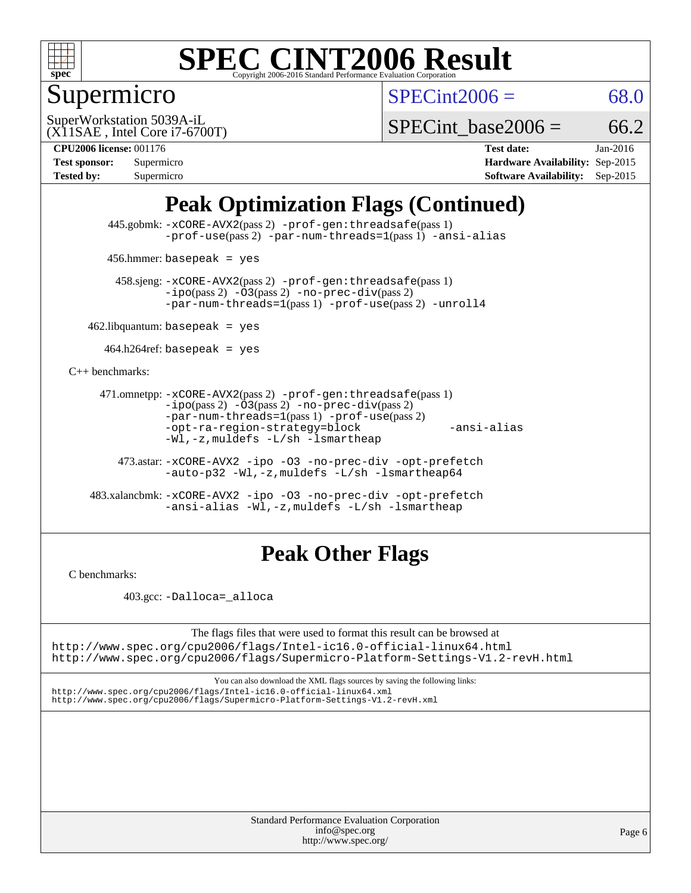# Peak Optimization Flags (Continued)

445.gobmk: -xCORE-AVX2(pass 2) -prof-gen:threadsafe(pass 1) -prof-use(pass 2) -par-num-threads=1(pass 1) -ansi-alias

456.hmmer: basepeak = yes

458.sjeng: -xCORE-AVX2(pass 2) -prof-gen:threadsafe(pass 1) -ipo(pass 2) -O3(pass 2) -no-prec-div(pass 2) -par-num-threads=1(pass 1) -prof-use(pass 2) -unroll4

462.libquantum: basepeak = yes

464.h264ref: basepeak = yes

C++ benchmarks:

471.omnetpp: -xCORE-AVX2(pass 2) -prof-gen:threadsafe(pass 1) -ipo(pass 2) -O3(pass 2) -no-prec-div(pass 2) -par-num-threads=1(pass 1) -prof-use(pass 2) -opt-ra-region-strategy=block -ansi-alias -Wl,-z,muldefs -L/sh -lsmartheap

473.astar: -xCORE-AVX2 -ipo -O3 -no-prec-div -opt-prefetch -auto-p32 -Wl,-z,muldefs -L/sh -lsmartheap64

483.xalancbmk: -xCORE-AVX2 -ipo -O3 -no-prec-div -opt-prefetch -ansi-alias -Wl,-z,muldefs -L/sh -lsmartheap

# Peak Other Flags

C benchmarks:

403.gcc: -Dalloca=_alloca

The flags files that were used to format this result can be browsed at
http://www.spec.org/cpu2006/flags/Intel-ic16.0-official-linux64.html
http://www.spec.org/cpu2006/flags/Supermicro-Platform-Settings-V1.2-revH.html

You can also download the XML flags sources by saving the following links:
http://www.spec.org/cpu2006/flags/Intel-ic16.0-official-linux64.xml
http://www.spec.org/cpu2006/flags/Supermicro-Platform-Settings-V1.2-revH.xml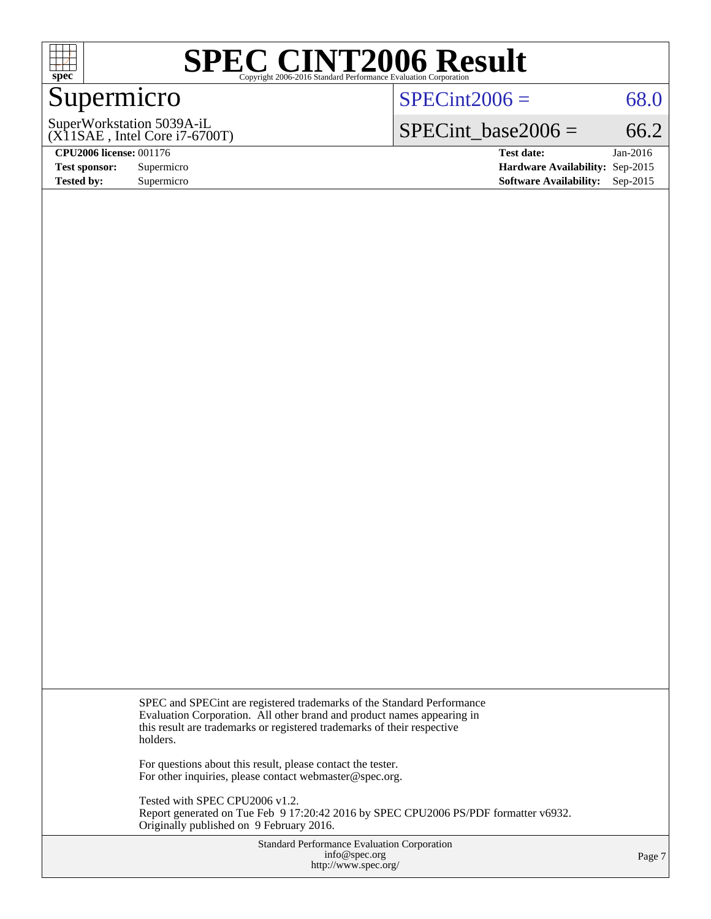SPEC and SPECint are registered trademarks of the Standard Performance Evaluation Corporation. All other brand and product names appearing in this result are trademarks or registered trademarks of their respective holders.

For questions about this result, please contact the tester.
For other inquiries, please contact webmaster@spec.org.

Tested with SPEC CPU2006 v1.2.
Report generated on Tue Feb 9 17:20:42 2016 by SPEC CPU2006 PS/PDF formatter v6932.
Originally published on 9 February 2016.